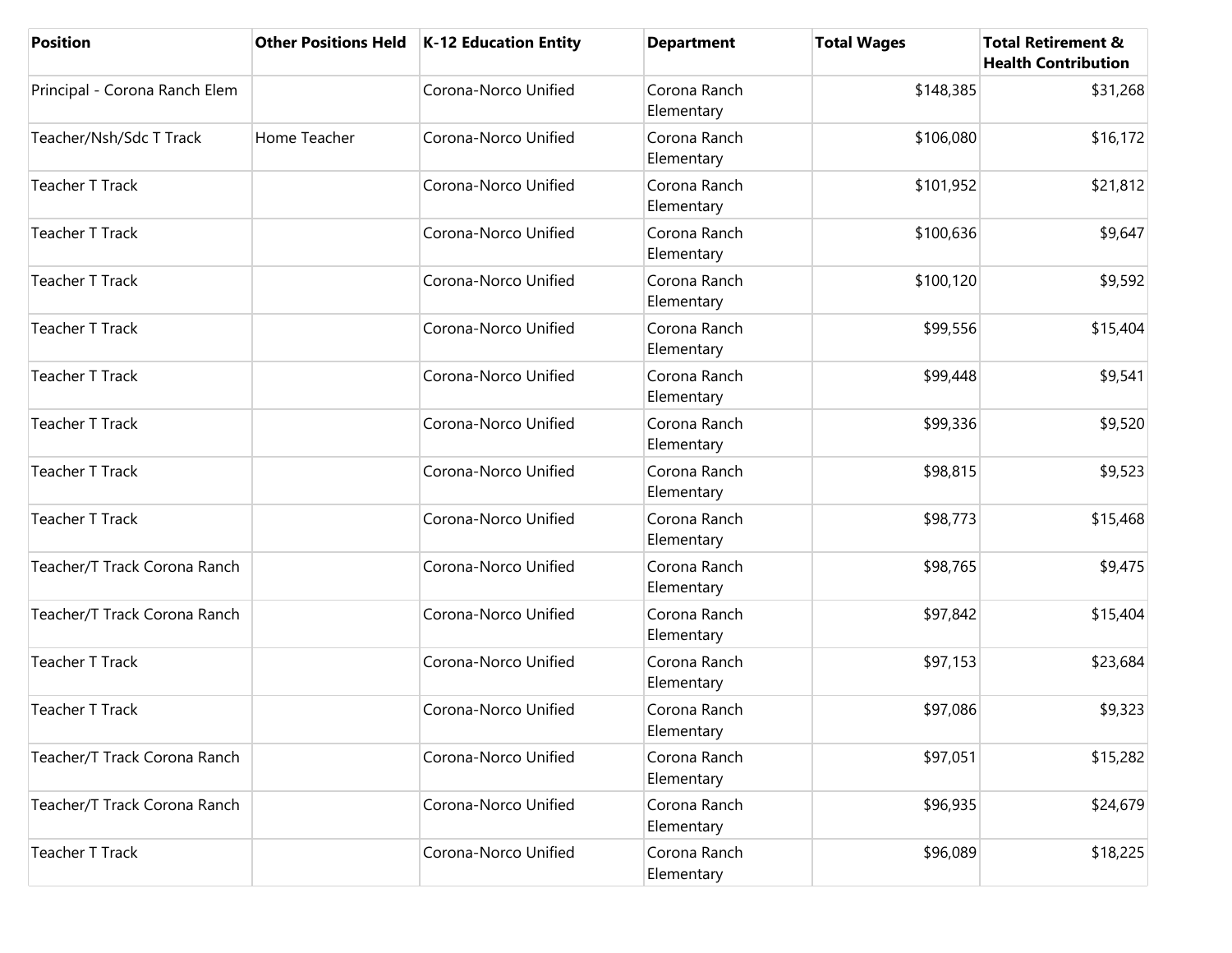| Position | Other Positions Held | K-12 Education Entity | Department | Total Wages | Total Retirement & Health Contribution |
|---|---|---|---|---|---|
| Principal - Corona Ranch Elem | | Corona-Norco Unified | Corona Ranch Elementary | $148,385 | $31,268 |
| Teacher/Nsh/Sdc T Track | Home Teacher | Corona-Norco Unified | Corona Ranch Elementary | $106,080 | $16,172 |
| Teacher T Track | | Corona-Norco Unified | Corona Ranch Elementary | $101,952 | $21,812 |
| Teacher T Track | | Corona-Norco Unified | Corona Ranch Elementary | $100,636 | $9,647 |
| Teacher T Track | | Corona-Norco Unified | Corona Ranch Elementary | $100,120 | $9,592 |
| Teacher T Track | | Corona-Norco Unified | Corona Ranch Elementary | $99,556 | $15,404 |
| Teacher T Track | | Corona-Norco Unified | Corona Ranch Elementary | $99,448 | $9,541 |
| Teacher T Track | | Corona-Norco Unified | Corona Ranch Elementary | $99,336 | $9,520 |
| Teacher T Track | | Corona-Norco Unified | Corona Ranch Elementary | $98,815 | $9,523 |
| Teacher T Track | | Corona-Norco Unified | Corona Ranch Elementary | $98,773 | $15,468 |
| Teacher/T Track Corona Ranch | | Corona-Norco Unified | Corona Ranch Elementary | $98,765 | $9,475 |
| Teacher/T Track Corona Ranch | | Corona-Norco Unified | Corona Ranch Elementary | $97,842 | $15,404 |
| Teacher T Track | | Corona-Norco Unified | Corona Ranch Elementary | $97,153 | $23,684 |
| Teacher T Track | | Corona-Norco Unified | Corona Ranch Elementary | $97,086 | $9,323 |
| Teacher/T Track Corona Ranch | | Corona-Norco Unified | Corona Ranch Elementary | $97,051 | $15,282 |
| Teacher/T Track Corona Ranch | | Corona-Norco Unified | Corona Ranch Elementary | $96,935 | $24,679 |
| Teacher T Track | | Corona-Norco Unified | Corona Ranch Elementary | $96,089 | $18,225 |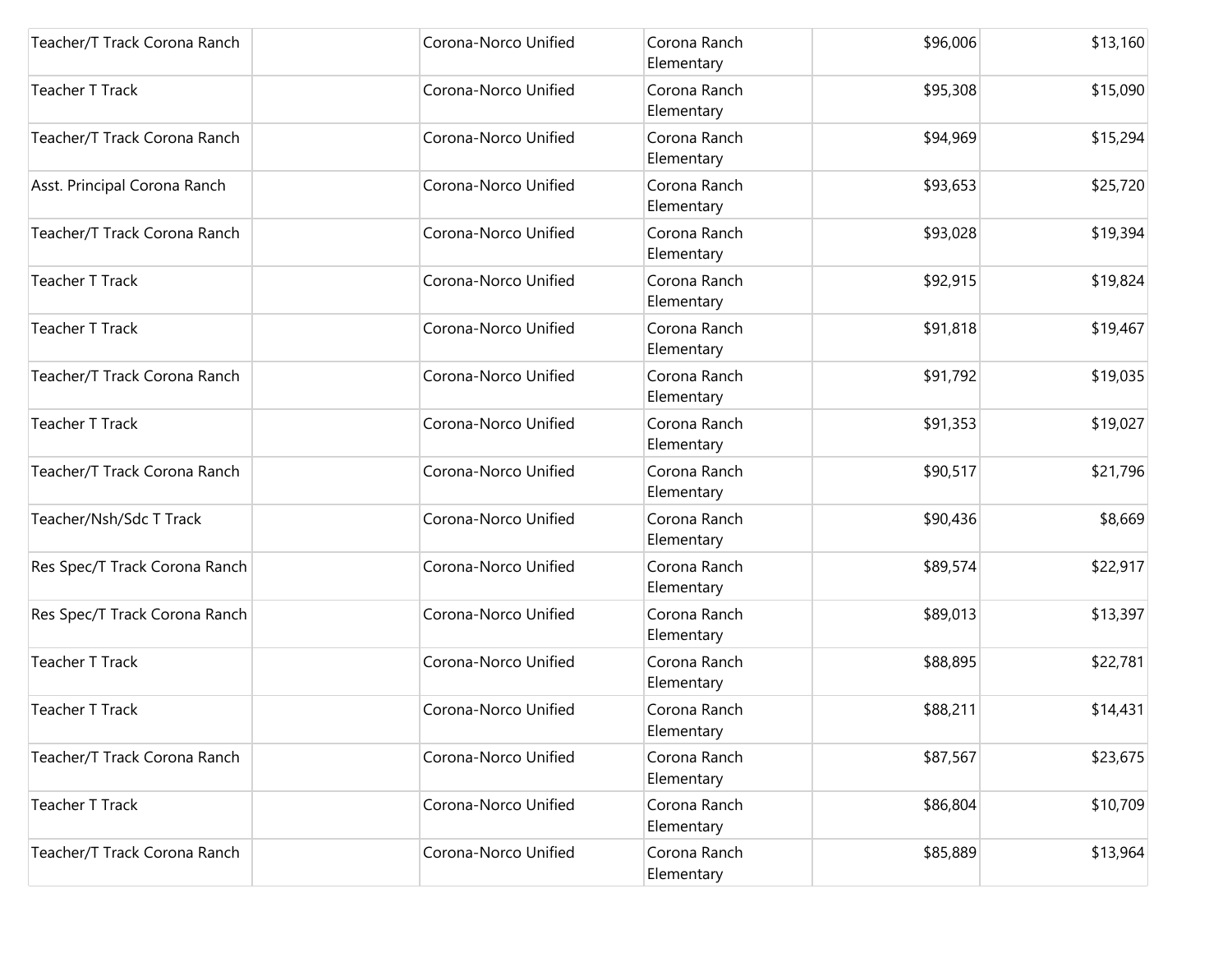| | | | | | |
|---|---|---|---|---|---|
| Teacher/T Track Corona Ranch | | Corona-Norco Unified | Corona Ranch Elementary | $96,006 | $13,160 |
| Teacher T Track | | Corona-Norco Unified | Corona Ranch Elementary | $95,308 | $15,090 |
| Teacher/T Track Corona Ranch | | Corona-Norco Unified | Corona Ranch Elementary | $94,969 | $15,294 |
| Asst. Principal Corona Ranch | | Corona-Norco Unified | Corona Ranch Elementary | $93,653 | $25,720 |
| Teacher/T Track Corona Ranch | | Corona-Norco Unified | Corona Ranch Elementary | $93,028 | $19,394 |
| Teacher T Track | | Corona-Norco Unified | Corona Ranch Elementary | $92,915 | $19,824 |
| Teacher T Track | | Corona-Norco Unified | Corona Ranch Elementary | $91,818 | $19,467 |
| Teacher/T Track Corona Ranch | | Corona-Norco Unified | Corona Ranch Elementary | $91,792 | $19,035 |
| Teacher T Track | | Corona-Norco Unified | Corona Ranch Elementary | $91,353 | $19,027 |
| Teacher/T Track Corona Ranch | | Corona-Norco Unified | Corona Ranch Elementary | $90,517 | $21,796 |
| Teacher/Nsh/Sdc T Track | | Corona-Norco Unified | Corona Ranch Elementary | $90,436 | $8,669 |
| Res Spec/T Track Corona Ranch | | Corona-Norco Unified | Corona Ranch Elementary | $89,574 | $22,917 |
| Res Spec/T Track Corona Ranch | | Corona-Norco Unified | Corona Ranch Elementary | $89,013 | $13,397 |
| Teacher T Track | | Corona-Norco Unified | Corona Ranch Elementary | $88,895 | $22,781 |
| Teacher T Track | | Corona-Norco Unified | Corona Ranch Elementary | $88,211 | $14,431 |
| Teacher/T Track Corona Ranch | | Corona-Norco Unified | Corona Ranch Elementary | $87,567 | $23,675 |
| Teacher T Track | | Corona-Norco Unified | Corona Ranch Elementary | $86,804 | $10,709 |
| Teacher/T Track Corona Ranch | | Corona-Norco Unified | Corona Ranch Elementary | $85,889 | $13,964 |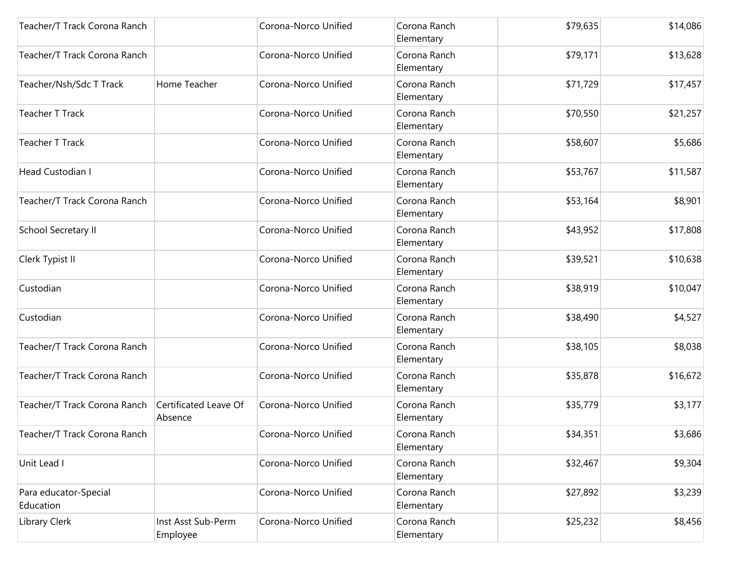| | | | | | |
|---|---|---|---|---|---|
| Teacher/T Track Corona Ranch | | Corona-Norco Unified | Corona Ranch Elementary | $79,635 | $14,086 |
| Teacher/T Track Corona Ranch | | Corona-Norco Unified | Corona Ranch Elementary | $79,171 | $13,628 |
| Teacher/Nsh/Sdc T Track | Home Teacher | Corona-Norco Unified | Corona Ranch Elementary | $71,729 | $17,457 |
| Teacher T Track | | Corona-Norco Unified | Corona Ranch Elementary | $70,550 | $21,257 |
| Teacher T Track | | Corona-Norco Unified | Corona Ranch Elementary | $58,607 | $5,686 |
| Head Custodian I | | Corona-Norco Unified | Corona Ranch Elementary | $53,767 | $11,587 |
| Teacher/T Track Corona Ranch | | Corona-Norco Unified | Corona Ranch Elementary | $53,164 | $8,901 |
| School Secretary II | | Corona-Norco Unified | Corona Ranch Elementary | $43,952 | $17,808 |
| Clerk Typist II | | Corona-Norco Unified | Corona Ranch Elementary | $39,521 | $10,638 |
| Custodian | | Corona-Norco Unified | Corona Ranch Elementary | $38,919 | $10,047 |
| Custodian | | Corona-Norco Unified | Corona Ranch Elementary | $38,490 | $4,527 |
| Teacher/T Track Corona Ranch | | Corona-Norco Unified | Corona Ranch Elementary | $38,105 | $8,038 |
| Teacher/T Track Corona Ranch | | Corona-Norco Unified | Corona Ranch Elementary | $35,878 | $16,672 |
| Teacher/T Track Corona Ranch | Certificated Leave Of Absence | Corona-Norco Unified | Corona Ranch Elementary | $35,779 | $3,177 |
| Teacher/T Track Corona Ranch | | Corona-Norco Unified | Corona Ranch Elementary | $34,351 | $3,686 |
| Unit Lead I | | Corona-Norco Unified | Corona Ranch Elementary | $32,467 | $9,304 |
| Para educator-Special Education | | Corona-Norco Unified | Corona Ranch Elementary | $27,892 | $3,239 |
| Library Clerk | Inst Asst Sub-Perm Employee | Corona-Norco Unified | Corona Ranch Elementary | $25,232 | $8,456 |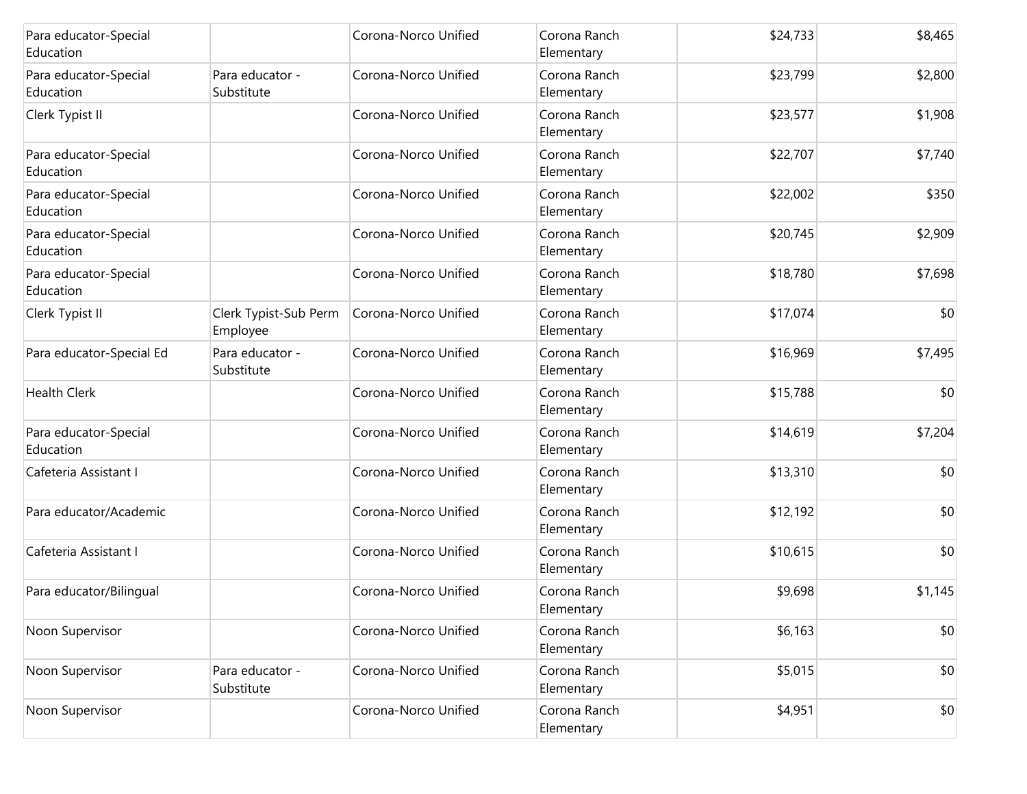| | | | | | |
|---|---|---|---|---|---|
| Para educator-Special Education | | Corona-Norco Unified | Corona Ranch Elementary | $24,733 | $8,465 |
| Para educator-Special Education | Para educator - Substitute | Corona-Norco Unified | Corona Ranch Elementary | $23,799 | $2,800 |
| Clerk Typist II | | Corona-Norco Unified | Corona Ranch Elementary | $23,577 | $1,908 |
| Para educator-Special Education | | Corona-Norco Unified | Corona Ranch Elementary | $22,707 | $7,740 |
| Para educator-Special Education | | Corona-Norco Unified | Corona Ranch Elementary | $22,002 | $350 |
| Para educator-Special Education | | Corona-Norco Unified | Corona Ranch Elementary | $20,745 | $2,909 |
| Para educator-Special Education | | Corona-Norco Unified | Corona Ranch Elementary | $18,780 | $7,698 |
| Clerk Typist II | Clerk Typist-Sub Perm Employee | Corona-Norco Unified | Corona Ranch Elementary | $17,074 | $0 |
| Para educator-Special Ed | Para educator - Substitute | Corona-Norco Unified | Corona Ranch Elementary | $16,969 | $7,495 |
| Health Clerk | | Corona-Norco Unified | Corona Ranch Elementary | $15,788 | $0 |
| Para educator-Special Education | | Corona-Norco Unified | Corona Ranch Elementary | $14,619 | $7,204 |
| Cafeteria Assistant I | | Corona-Norco Unified | Corona Ranch Elementary | $13,310 | $0 |
| Para educator/Academic | | Corona-Norco Unified | Corona Ranch Elementary | $12,192 | $0 |
| Cafeteria Assistant I | | Corona-Norco Unified | Corona Ranch Elementary | $10,615 | $0 |
| Para educator/Bilingual | | Corona-Norco Unified | Corona Ranch Elementary | $9,698 | $1,145 |
| Noon Supervisor | | Corona-Norco Unified | Corona Ranch Elementary | $6,163 | $0 |
| Noon Supervisor | Para educator - Substitute | Corona-Norco Unified | Corona Ranch Elementary | $5,015 | $0 |
| Noon Supervisor | | Corona-Norco Unified | Corona Ranch Elementary | $4,951 | $0 |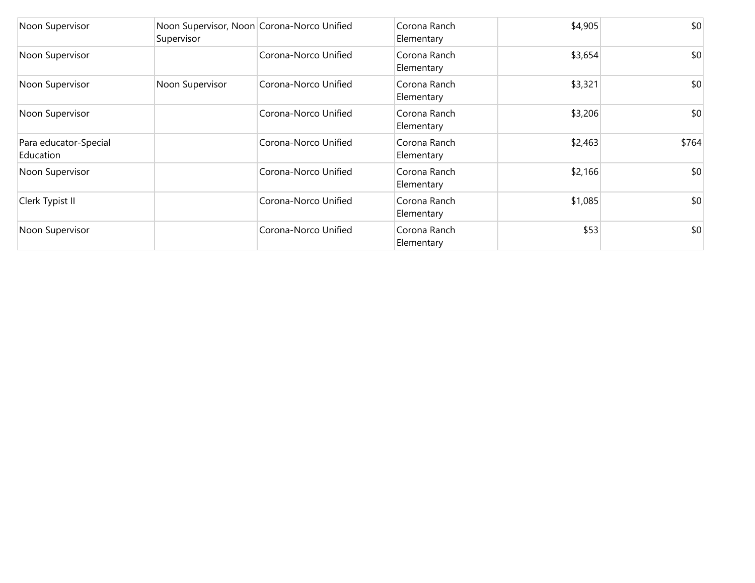| | | | | | |
|---|---|---|---|---|---|
| Noon Supervisor | Noon Supervisor, Noon Supervisor | Corona-Norco Unified | Corona Ranch Elementary | $4,905 | $0 |
| Noon Supervisor | | Corona-Norco Unified | Corona Ranch Elementary | $3,654 | $0 |
| Noon Supervisor | Noon Supervisor | Corona-Norco Unified | Corona Ranch Elementary | $3,321 | $0 |
| Noon Supervisor | | Corona-Norco Unified | Corona Ranch Elementary | $3,206 | $0 |
| Para educator-Special Education | | Corona-Norco Unified | Corona Ranch Elementary | $2,463 | $764 |
| Noon Supervisor | | Corona-Norco Unified | Corona Ranch Elementary | $2,166 | $0 |
| Clerk Typist II | | Corona-Norco Unified | Corona Ranch Elementary | $1,085 | $0 |
| Noon Supervisor | | Corona-Norco Unified | Corona Ranch Elementary | $53 | $0 |